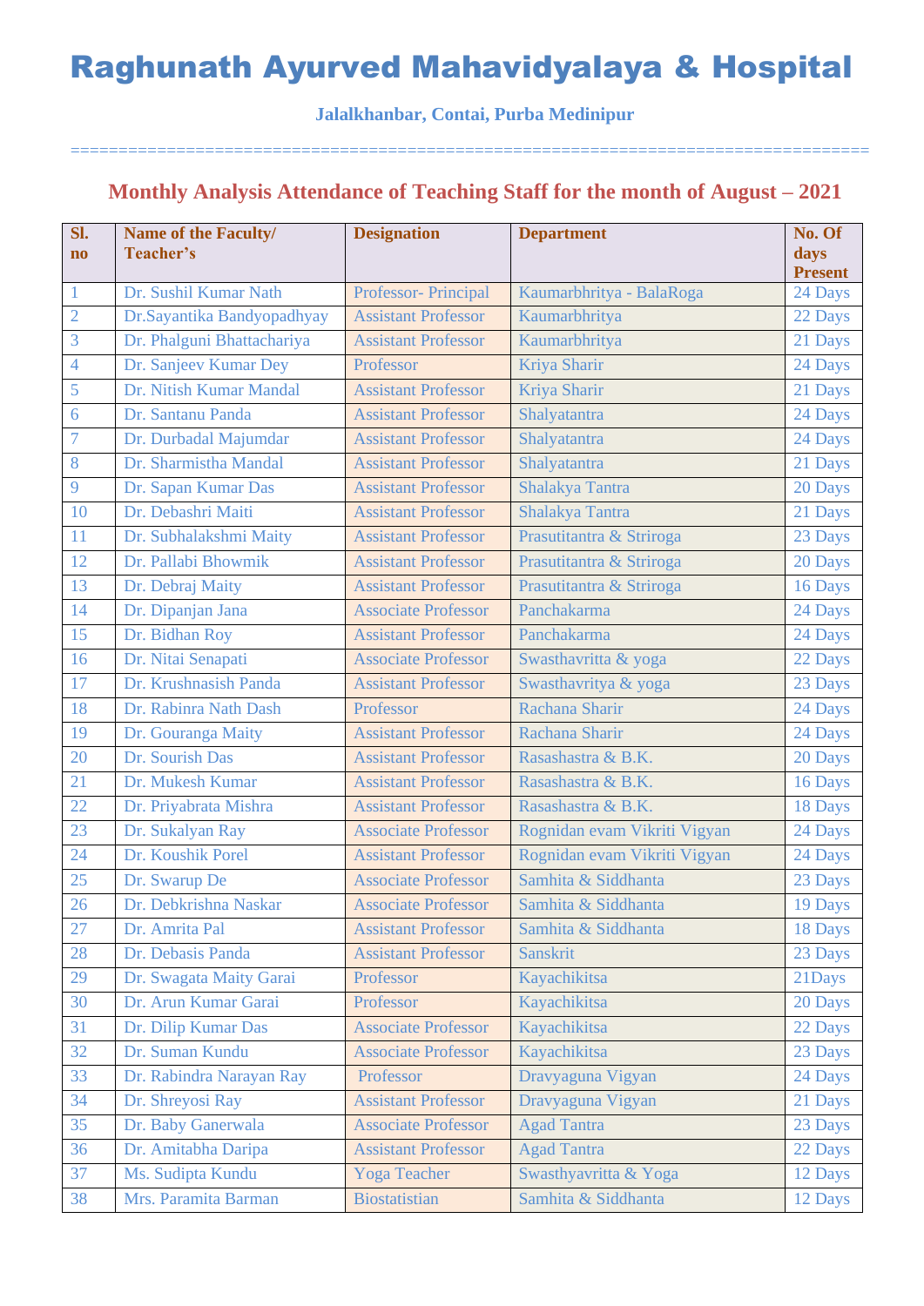# Raghunath Ayurved Mahavidyalaya & Hospital

**Jalalkhanbar, Contai, Purba Medinipur**

==========================================================================================

## Monthly Analysis Attendance of Teaching Staff for the month of August – 2021

| Sl. no | Name of the Faculty/ Teacher's | Designation | Department | No. Of days Present |
|---|---|---|---|---|
| 1 | Dr. Sushil Kumar Nath | Professor- Principal | Kaumarbhritya - BalaRoga | 24 Days |
| 2 | Dr.Sayantika Bandyopadhyay | Assistant Professor | Kaumarbhritya | 22 Days |
| 3 | Dr. Phalguni Bhattachariya | Assistant Professor | Kaumarbhritya | 21 Days |
| 4 | Dr. Sanjeev Kumar Dey | Professor | Kriya Sharir | 24 Days |
| 5 | Dr. Nitish Kumar Mandal | Assistant Professor | Kriya Sharir | 21 Days |
| 6 | Dr. Santanu Panda | Assistant Professor | Shalyatantra | 24 Days |
| 7 | Dr. Durbadal Majumdar | Assistant Professor | Shalyatantra | 24 Days |
| 8 | Dr. Sharmistha Mandal | Assistant Professor | Shalyatantra | 21 Days |
| 9 | Dr. Sapan Kumar Das | Assistant Professor | Shalakya Tantra | 20 Days |
| 10 | Dr. Debashri Maiti | Assistant Professor | Shalakya Tantra | 21 Days |
| 11 | Dr. Subhalakshmi Maity | Assistant Professor | Prasutitantra & Striroga | 23 Days |
| 12 | Dr. Pallabi Bhowmik | Assistant Professor | Prasutitantra & Striroga | 20 Days |
| 13 | Dr. Debraj Maity | Assistant Professor | Prasutitantra & Striroga | 16 Days |
| 14 | Dr. Dipanjan Jana | Associate Professor | Panchakarma | 24 Days |
| 15 | Dr. Bidhan Roy | Assistant Professor | Panchakarma | 24 Days |
| 16 | Dr. Nitai Senapati | Associate Professor | Swasthavritta & yoga | 22 Days |
| 17 | Dr. Krushnasish Panda | Assistant Professor | Swasthavritya & yoga | 23 Days |
| 18 | Dr. Rabinra Nath Dash | Professor | Rachana Sharir | 24 Days |
| 19 | Dr. Gouranga Maity | Assistant Professor | Rachana Sharir | 24 Days |
| 20 | Dr. Sourish Das | Assistant Professor | Rasashastra & B.K. | 20 Days |
| 21 | Dr. Mukesh Kumar | Assistant Professor | Rasashastra & B.K. | 16 Days |
| 22 | Dr. Priyabrata Mishra | Assistant Professor | Rasashastra & B.K. | 18 Days |
| 23 | Dr. Sukalyan Ray | Associate Professor | Rognidan evam Vikriti Vigyan | 24 Days |
| 24 | Dr. Koushik Porel | Assistant Professor | Rognidan evam Vikriti Vigyan | 24 Days |
| 25 | Dr. Swarup De | Associate Professor | Samhita & Siddhanta | 23 Days |
| 26 | Dr. Debkrishna Naskar | Associate Professor | Samhita & Siddhanta | 19 Days |
| 27 | Dr. Amrita Pal | Assistant Professor | Samhita & Siddhanta | 18 Days |
| 28 | Dr. Debasis Panda | Assistant Professor | Sanskrit | 23 Days |
| 29 | Dr. Swagata Maity Garai | Professor | Kayachikitsa | 21Days |
| 30 | Dr. Arun Kumar Garai | Professor | Kayachikitsa | 20 Days |
| 31 | Dr. Dilip Kumar Das | Associate Professor | Kayachikitsa | 22 Days |
| 32 | Dr. Suman Kundu | Associate Professor | Kayachikitsa | 23 Days |
| 33 | Dr. Rabindra Narayan Ray | Professor | Dravyaguna Vigyan | 24 Days |
| 34 | Dr. Shreyosi Ray | Assistant Professor | Dravyaguna Vigyan | 21 Days |
| 35 | Dr. Baby Ganerwala | Associate Professor | Agad Tantra | 23 Days |
| 36 | Dr. Amitabha Daripa | Assistant Professor | Agad Tantra | 22 Days |
| 37 | Ms. Sudipta Kundu | Yoga Teacher | Swasthyavritta & Yoga | 12 Days |
| 38 | Mrs. Paramita Barman | Biostatistian | Samhita & Siddhanta | 12 Days |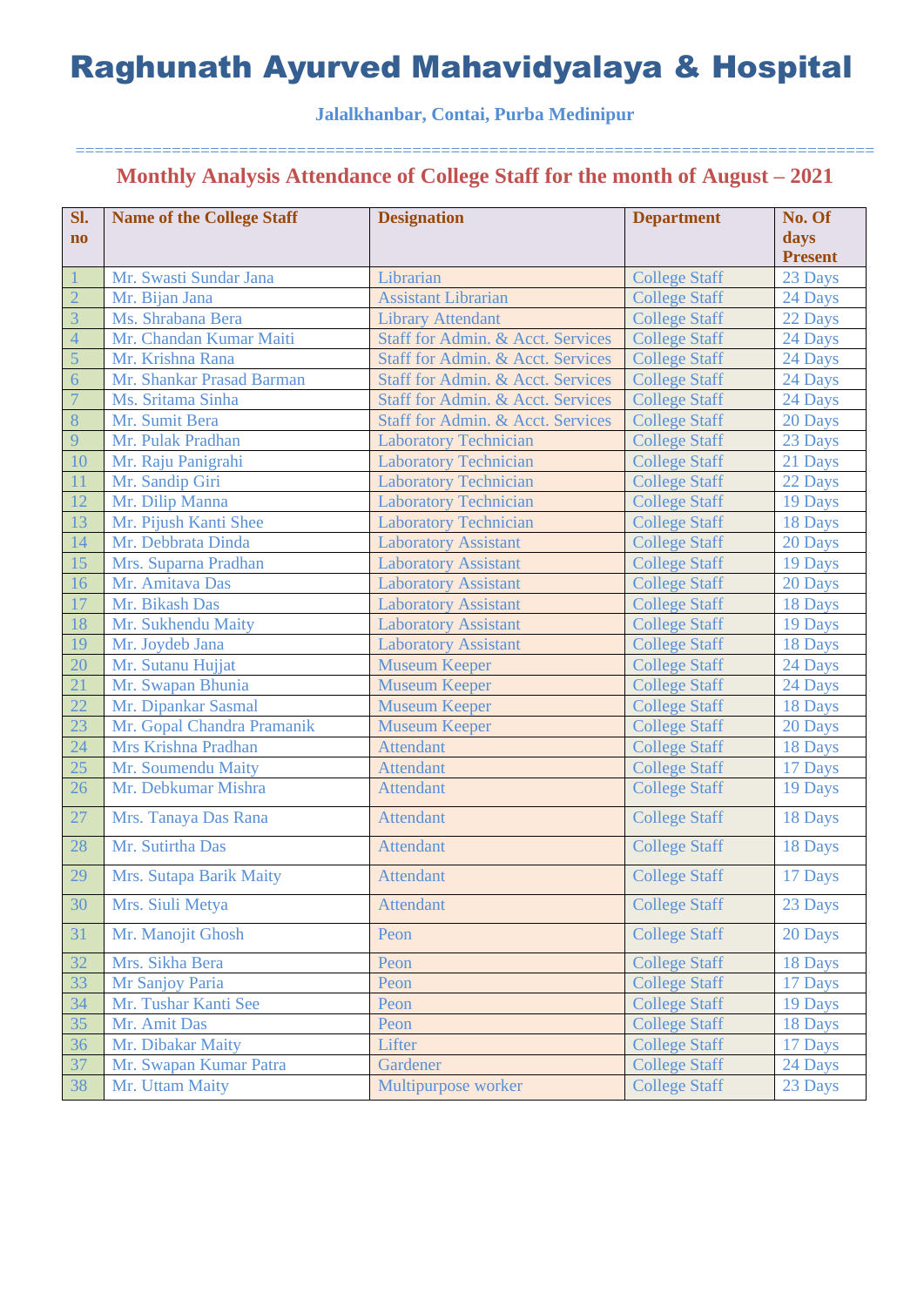# Raghunath Ayurved Mahavidyalaya & Hospital

**Jalalkhanbar, Contai, Purba Medinipur**

==================================================================================

## Monthly Analysis Attendance of College Staff for the month of August – 2021

| Sl. no | Name of the College Staff | Designation | Department | No. Of days Present |
|---|---|---|---|---|
| 1 | Mr. Swasti Sundar Jana | Librarian | College Staff | 23 Days |
| 2 | Mr. Bijan Jana | Assistant Librarian | College Staff | 24 Days |
| 3 | Ms. Shrabana Bera | Library Attendant | College Staff | 22 Days |
| 4 | Mr. Chandan Kumar Maiti | Staff for Admin. & Acct. Services | College Staff | 24 Days |
| 5 | Mr. Krishna Rana | Staff for Admin. & Acct. Services | College Staff | 24 Days |
| 6 | Mr. Shankar Prasad Barman | Staff for Admin. & Acct. Services | College Staff | 24 Days |
| 7 | Ms. Sritama Sinha | Staff for Admin. & Acct. Services | College Staff | 24 Days |
| 8 | Mr. Sumit Bera | Staff for Admin. & Acct. Services | College Staff | 20 Days |
| 9 | Mr. Pulak Pradhan | Laboratory Technician | College Staff | 23 Days |
| 10 | Mr. Raju Panigrahi | Laboratory Technician | College Staff | 21 Days |
| 11 | Mr. Sandip Giri | Laboratory Technician | College Staff | 22 Days |
| 12 | Mr. Dilip Manna | Laboratory Technician | College Staff | 19 Days |
| 13 | Mr. Pijush Kanti Shee | Laboratory Technician | College Staff | 18 Days |
| 14 | Mr. Debbrata Dinda | Laboratory Assistant | College Staff | 20 Days |
| 15 | Mrs. Suparna Pradhan | Laboratory Assistant | College Staff | 19 Days |
| 16 | Mr. Amitava Das | Laboratory Assistant | College Staff | 20 Days |
| 17 | Mr. Bikash Das | Laboratory Assistant | College Staff | 18 Days |
| 18 | Mr. Sukhendu Maity | Laboratory Assistant | College Staff | 19 Days |
| 19 | Mr. Joydeb Jana | Laboratory Assistant | College Staff | 18 Days |
| 20 | Mr. Sutanu Hujjat | Museum Keeper | College Staff | 24 Days |
| 21 | Mr. Swapan Bhunia | Museum Keeper | College Staff | 24 Days |
| 22 | Mr. Dipankar Sasmal | Museum Keeper | College Staff | 18 Days |
| 23 | Mr. Gopal Chandra Pramanik | Museum Keeper | College Staff | 20 Days |
| 24 | Mrs Krishna Pradhan | Attendant | College Staff | 18 Days |
| 25 | Mr. Soumendu Maity | Attendant | College Staff | 17 Days |
| 26 | Mr. Debkumar Mishra | Attendant | College Staff | 19 Days |
| 27 | Mrs. Tanaya Das Rana | Attendant | College Staff | 18 Days |
| 28 | Mr. Sutirtha Das | Attendant | College Staff | 18 Days |
| 29 | Mrs. Sutapa Barik Maity | Attendant | College Staff | 17 Days |
| 30 | Mrs. Siuli Metya | Attendant | College Staff | 23 Days |
| 31 | Mr. Manojit Ghosh | Peon | College Staff | 20 Days |
| 32 | Mrs. Sikha Bera | Peon | College Staff | 18 Days |
| 33 | Mr Sanjoy Paria | Peon | College Staff | 17 Days |
| 34 | Mr. Tushar Kanti See | Peon | College Staff | 19 Days |
| 35 | Mr. Amit Das | Peon | College Staff | 18 Days |
| 36 | Mr. Dibakar Maity | Lifter | College Staff | 17 Days |
| 37 | Mr. Swapan Kumar Patra | Gardener | College Staff | 24 Days |
| 38 | Mr. Uttam Maity | Multipurpose worker | College Staff | 23 Days |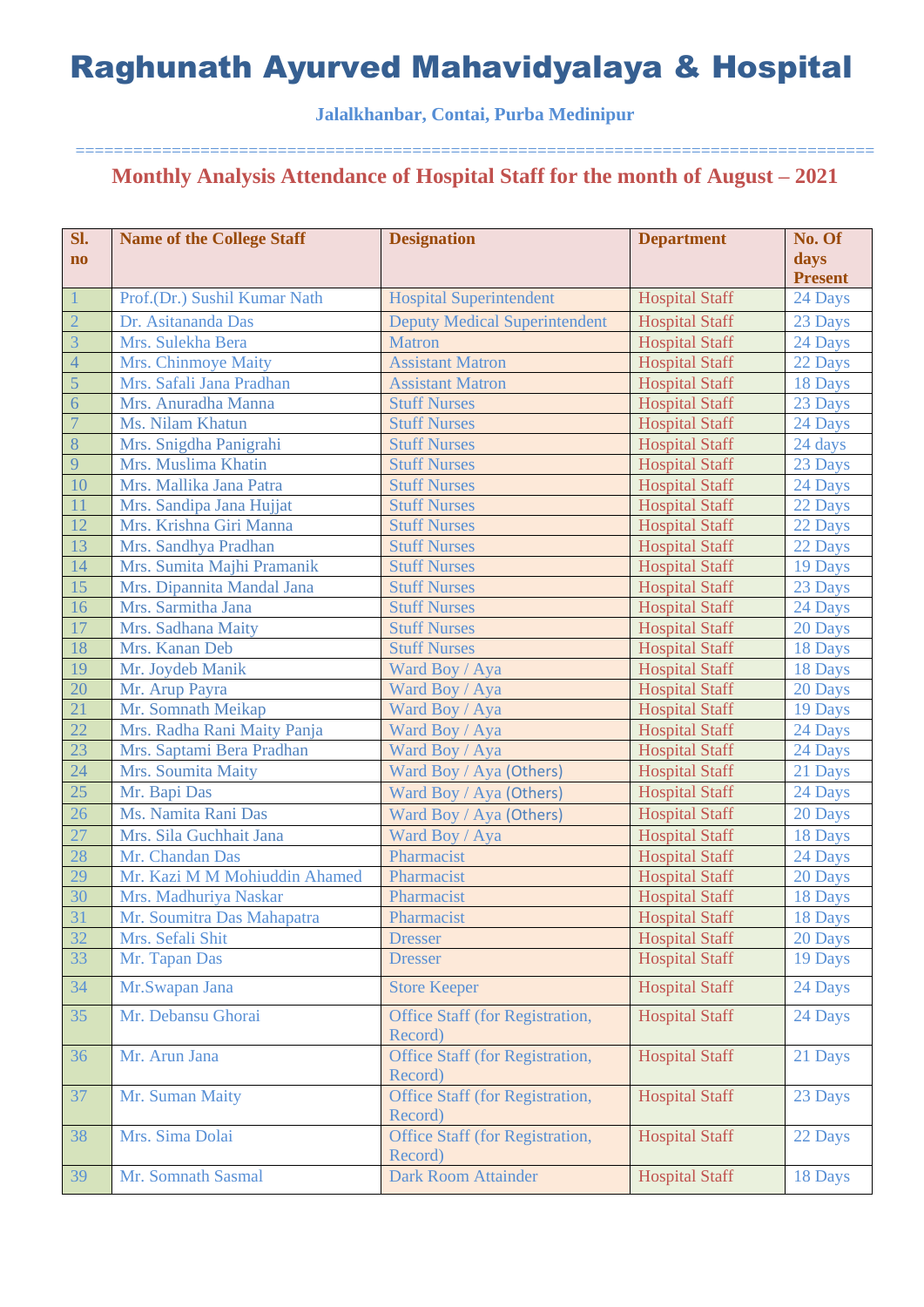# Raghunath Ayurved Mahavidyalaya & Hospital

**Jalalkhanbar, Contai, Purba Medinipur**

================================================================================

## Monthly Analysis Attendance of Hospital Staff for the month of August – 2021

| Sl. no | Name of the College Staff | Designation | Department | No. Of days Present |
|---|---|---|---|---|
| 1 | Prof.(Dr.) Sushil Kumar Nath | Hospital Superintendent | Hospital Staff | 24 Days |
| 2 | Dr. Asitananda Das | Deputy Medical Superintendent | Hospital Staff | 23 Days |
| 3 | Mrs. Sulekha Bera | Matron | Hospital Staff | 24 Days |
| 4 | Mrs. Chinmoye Maity | Assistant Matron | Hospital Staff | 22 Days |
| 5 | Mrs. Safali Jana Pradhan | Assistant Matron | Hospital Staff | 18 Days |
| 6 | Mrs. Anuradha Manna | Stuff Nurses | Hospital Staff | 23 Days |
| 7 | Ms. Nilam Khatun | Stuff Nurses | Hospital Staff | 24 Days |
| 8 | Mrs. Snigdha Panigrahi | Stuff Nurses | Hospital Staff | 24 days |
| 9 | Mrs. Muslima Khatin | Stuff Nurses | Hospital Staff | 23 Days |
| 10 | Mrs. Mallika Jana Patra | Stuff Nurses | Hospital Staff | 24 Days |
| 11 | Mrs. Sandipa Jana Hujjat | Stuff Nurses | Hospital Staff | 22 Days |
| 12 | Mrs. Krishna Giri Manna | Stuff Nurses | Hospital Staff | 22 Days |
| 13 | Mrs. Sandhya Pradhan | Stuff Nurses | Hospital Staff | 22 Days |
| 14 | Mrs. Sumita Majhi Pramanik | Stuff Nurses | Hospital Staff | 19 Days |
| 15 | Mrs. Dipannita Mandal Jana | Stuff Nurses | Hospital Staff | 23 Days |
| 16 | Mrs. Sarmitha Jana | Stuff Nurses | Hospital Staff | 24 Days |
| 17 | Mrs. Sadhana Maity | Stuff Nurses | Hospital Staff | 20 Days |
| 18 | Mrs. Kanan Deb | Stuff Nurses | Hospital Staff | 18 Days |
| 19 | Mr. Joydeb Manik | Ward Boy / Aya | Hospital Staff | 18 Days |
| 20 | Mr. Arup Payra | Ward Boy / Aya | Hospital Staff | 20 Days |
| 21 | Mr. Somnath Meikap | Ward Boy / Aya | Hospital Staff | 19 Days |
| 22 | Mrs. Radha Rani Maity Panja | Ward Boy / Aya | Hospital Staff | 24 Days |
| 23 | Mrs. Saptami Bera Pradhan | Ward Boy / Aya | Hospital Staff | 24 Days |
| 24 | Mrs. Soumita Maity | Ward Boy / Aya (Others) | Hospital Staff | 21 Days |
| 25 | Mr. Bapi Das | Ward Boy / Aya (Others) | Hospital Staff | 24 Days |
| 26 | Ms. Namita Rani Das | Ward Boy / Aya (Others) | Hospital Staff | 20 Days |
| 27 | Mrs. Sila Guchhait Jana | Ward Boy / Aya | Hospital Staff | 18 Days |
| 28 | Mr. Chandan Das | Pharmacist | Hospital Staff | 24 Days |
| 29 | Mr. Kazi M M Mohiuddin Ahamed | Pharmacist | Hospital Staff | 20 Days |
| 30 | Mrs. Madhuriya Naskar | Pharmacist | Hospital Staff | 18 Days |
| 31 | Mr. Soumitra Das Mahapatra | Pharmacist | Hospital Staff | 18 Days |
| 32 | Mrs. Sefali Shit | Dresser | Hospital Staff | 20 Days |
| 33 | Mr. Tapan Das | Dresser | Hospital Staff | 19 Days |
| 34 | Mr.Swapan Jana | Store Keeper | Hospital Staff | 24 Days |
| 35 | Mr. Debansu Ghorai | Office Staff (for Registration, Record) | Hospital Staff | 24 Days |
| 36 | Mr. Arun Jana | Office Staff (for Registration, Record) | Hospital Staff | 21 Days |
| 37 | Mr. Suman Maity | Office Staff (for Registration, Record) | Hospital Staff | 23 Days |
| 38 | Mrs. Sima Dolai | Office Staff (for Registration, Record) | Hospital Staff | 22 Days |
| 39 | Mr. Somnath Sasmal | Dark Room Attainder | Hospital Staff | 18 Days |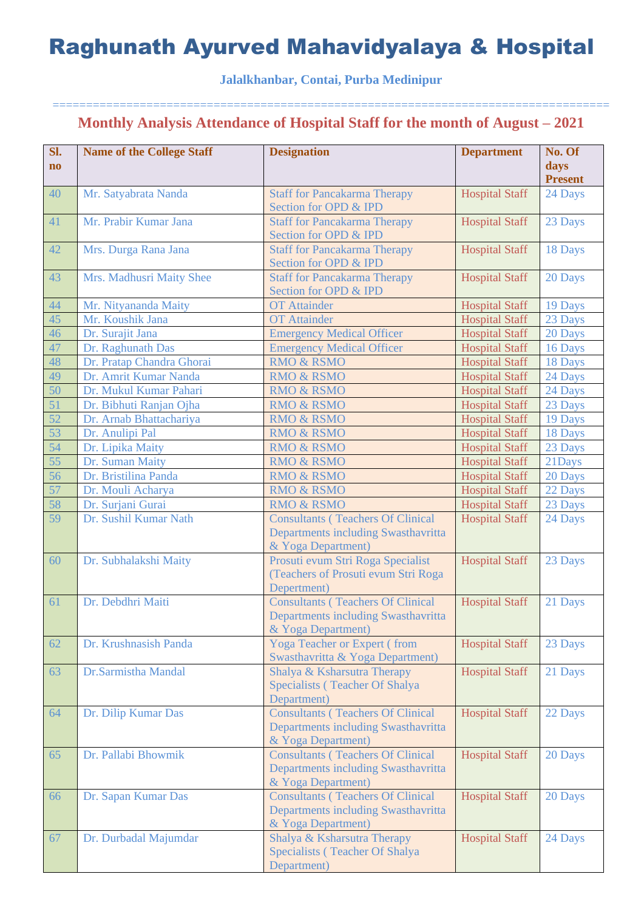# Raghunath Ayurved Mahavidyalaya & Hospital

**Jalalkhanbar, Contai, Purba Medinipur**

================================================================================

## Monthly Analysis Attendance of Hospital Staff for the month of August – 2021

| Sl. no | Name of the College Staff | Designation | Department | No. Of days Present |
|---|---|---|---|---|
| 40 | Mr. Satyabrata Nanda | Staff for Pancakarma Therapy Section for OPD & IPD | Hospital Staff | 24 Days |
| 41 | Mr. Prabir Kumar Jana | Staff for Pancakarma Therapy Section for OPD & IPD | Hospital Staff | 23 Days |
| 42 | Mrs. Durga Rana Jana | Staff for Pancakarma Therapy Section for OPD & IPD | Hospital Staff | 18 Days |
| 43 | Mrs. Madhusri Maity Shee | Staff for Pancakarma Therapy Section for OPD & IPD | Hospital Staff | 20 Days |
| 44 | Mr. Nityananda Maity | OT Attainder | Hospital Staff | 19 Days |
| 45 | Mr. Koushik Jana | OT Attainder | Hospital Staff | 23 Days |
| 46 | Dr. Surajit Jana | Emergency Medical Officer | Hospital Staff | 20 Days |
| 47 | Dr. Raghunath Das | Emergency Medical Officer | Hospital Staff | 16 Days |
| 48 | Dr. Pratap Chandra Ghorai | RMO & RSMO | Hospital Staff | 18 Days |
| 49 | Dr. Amrit Kumar Nanda | RMO & RSMO | Hospital Staff | 24 Days |
| 50 | Dr. Mukul Kumar Pahari | RMO & RSMO | Hospital Staff | 24 Days |
| 51 | Dr. Bibhuti Ranjan Ojha | RMO & RSMO | Hospital Staff | 23 Days |
| 52 | Dr. Arnab Bhattachariya | RMO & RSMO | Hospital Staff | 19 Days |
| 53 | Dr. Anulipi Pal | RMO & RSMO | Hospital Staff | 18 Days |
| 54 | Dr. Lipika Maity | RMO & RSMO | Hospital Staff | 23 Days |
| 55 | Dr. Suman Maity | RMO & RSMO | Hospital Staff | 21Days |
| 56 | Dr. Bristilina Panda | RMO & RSMO | Hospital Staff | 20 Days |
| 57 | Dr. Mouli Acharya | RMO & RSMO | Hospital Staff | 22 Days |
| 58 | Dr. Surjani Gurai | RMO & RSMO | Hospital Staff | 23 Days |
| 59 | Dr. Sushil Kumar Nath | Consultants ( Teachers Of Clinical Departments including Swasthavritta & Yoga Department) | Hospital Staff | 24 Days |
| 60 | Dr. Subhalakshi Maity | Prosuti evum Stri Roga Specialist (Teachers of Prosuti evum Stri Roga Depertment) | Hospital Staff | 23 Days |
| 61 | Dr. Debdhri Maiti | Consultants ( Teachers Of Clinical Departments including Swasthavritta & Yoga Department) | Hospital Staff | 21 Days |
| 62 | Dr. Krushnasish Panda | Yoga Teacher or Expert ( from Swasthavritta & Yoga Department) | Hospital Staff | 23 Days |
| 63 | Dr.Sarmistha Mandal | Shalya & Ksharsutra Therapy Specialists ( Teacher Of Shalya Department) | Hospital Staff | 21 Days |
| 64 | Dr. Dilip Kumar Das | Consultants ( Teachers Of Clinical Departments including Swasthavritta & Yoga Department) | Hospital Staff | 22 Days |
| 65 | Dr. Pallabi Bhowmik | Consultants ( Teachers Of Clinical Departments including Swasthavritta & Yoga Department) | Hospital Staff | 20 Days |
| 66 | Dr. Sapan Kumar Das | Consultants ( Teachers Of Clinical Departments including Swasthavritta & Yoga Department) | Hospital Staff | 20 Days |
| 67 | Dr. Durbadal Majumdar | Shalya & Ksharsutra Therapy Specialists ( Teacher Of Shalya Department) | Hospital Staff | 24 Days |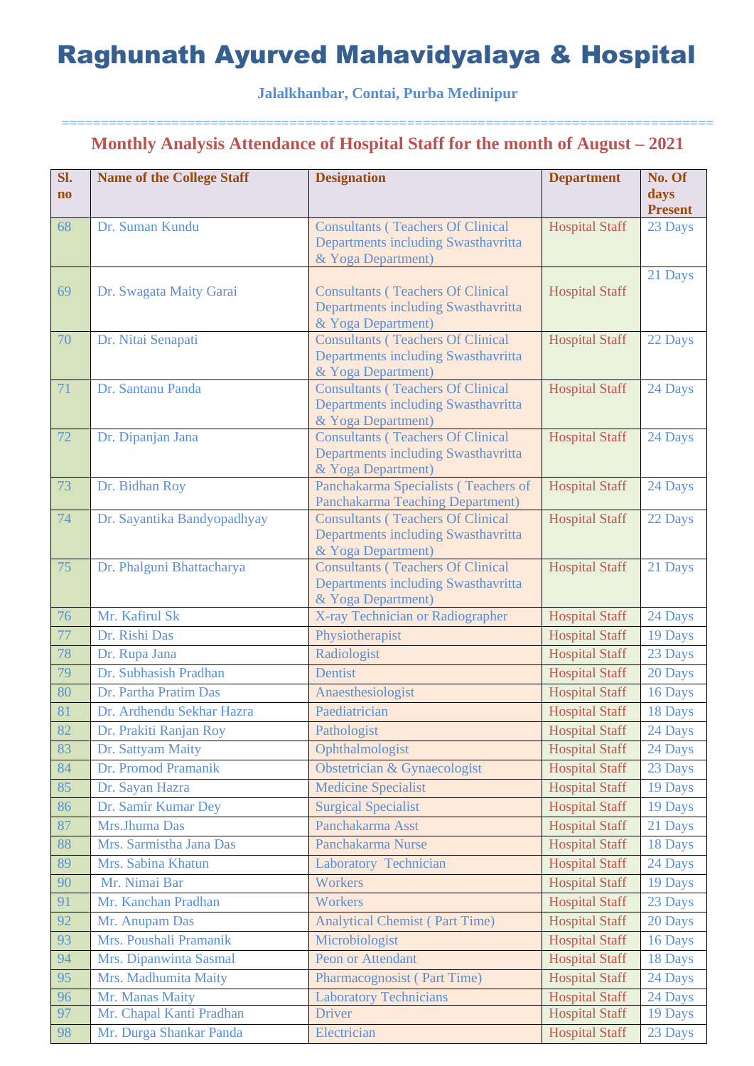# Raghunath Ayurved Mahavidyalaya & Hospital

**Jalalkhanbar, Contai, Purba Medinipur**

=================================================================================

## Monthly Analysis Attendance of Hospital Staff for the month of August – 2021

| Sl. no | Name of the College Staff | Designation | Department | No. Of days Present |
|---|---|---|---|---|
| 68 | Dr. Suman Kundu | Consultants ( Teachers Of Clinical Departments including Swasthavritta & Yoga Department) | Hospital Staff | 23 Days |
| 69 | Dr. Swagata Maity Garai | Consultants ( Teachers Of Clinical Departments including Swasthavritta & Yoga Department) | Hospital Staff | 21 Days |
| 70 | Dr. Nitai Senapati | Consultants ( Teachers Of Clinical Departments including Swasthavritta & Yoga Department) | Hospital Staff | 22 Days |
| 71 | Dr. Santanu Panda | Consultants ( Teachers Of Clinical Departments including Swasthavritta & Yoga Department) | Hospital Staff | 24 Days |
| 72 | Dr. Dipanjan Jana | Consultants ( Teachers Of Clinical Departments including Swasthavritta & Yoga Department) | Hospital Staff | 24 Days |
| 73 | Dr. Bidhan Roy | Panchakarma Specialists ( Teachers of Panchakarma Teaching Department) | Hospital Staff | 24 Days |
| 74 | Dr. Sayantika Bandyopadhyay | Consultants ( Teachers Of Clinical Departments including Swasthavritta & Yoga Department) | Hospital Staff | 22 Days |
| 75 | Dr. Phalguni Bhattacharya | Consultants ( Teachers Of Clinical Departments including Swasthavritta & Yoga Department) | Hospital Staff | 21 Days |
| 76 | Mr. Kafirul Sk | X-ray Technician or Radiographer | Hospital Staff | 24 Days |
| 77 | Dr. Rishi Das | Physiotherapist | Hospital Staff | 19 Days |
| 78 | Dr. Rupa Jana | Radiologist | Hospital Staff | 23 Days |
| 79 | Dr. Subhasish Pradhan | Dentist | Hospital Staff | 20 Days |
| 80 | Dr. Partha Pratim Das | Anaesthesiologist | Hospital Staff | 16 Days |
| 81 | Dr. Ardhendu Sekhar Hazra | Paediatrician | Hospital Staff | 18 Days |
| 82 | Dr. Prakiti Ranjan Roy | Pathologist | Hospital Staff | 24 Days |
| 83 | Dr. Sattyam Maity | Ophthalmologist | Hospital Staff | 24 Days |
| 84 | Dr. Promod Pramanik | Obstetrician & Gynaecologist | Hospital Staff | 23 Days |
| 85 | Dr. Sayan Hazra | Medicine Specialist | Hospital Staff | 19 Days |
| 86 | Dr. Samir Kumar Dey | Surgical Specialist | Hospital Staff | 19 Days |
| 87 | Mrs.Jhuma Das | Panchakarma Asst | Hospital Staff | 21 Days |
| 88 | Mrs. Sarmistha Jana Das | Panchakarma Nurse | Hospital Staff | 18 Days |
| 89 | Mrs. Sabina Khatun | Laboratory Technician | Hospital Staff | 24 Days |
| 90 | Mr. Nimai Bar | Workers | Hospital Staff | 19 Days |
| 91 | Mr. Kanchan Pradhan | Workers | Hospital Staff | 23 Days |
| 92 | Mr. Anupam Das | Analytical Chemist ( Part Time) | Hospital Staff | 20 Days |
| 93 | Mrs. Poushali Pramanik | Microbiologist | Hospital Staff | 16 Days |
| 94 | Mrs. Dipanwinta Sasmal | Peon or Attendant | Hospital Staff | 18 Days |
| 95 | Mrs. Madhumita Maity | Pharmacognosist ( Part Time) | Hospital Staff | 24 Days |
| 96 | Mr. Manas Maity | Laboratory Technicians | Hospital Staff | 24 Days |
| 97 | Mr. Chapal Kanti Pradhan | Driver | Hospital Staff | 19 Days |
| 98 | Mr. Durga Shankar Panda | Electrician | Hospital Staff | 23 Days |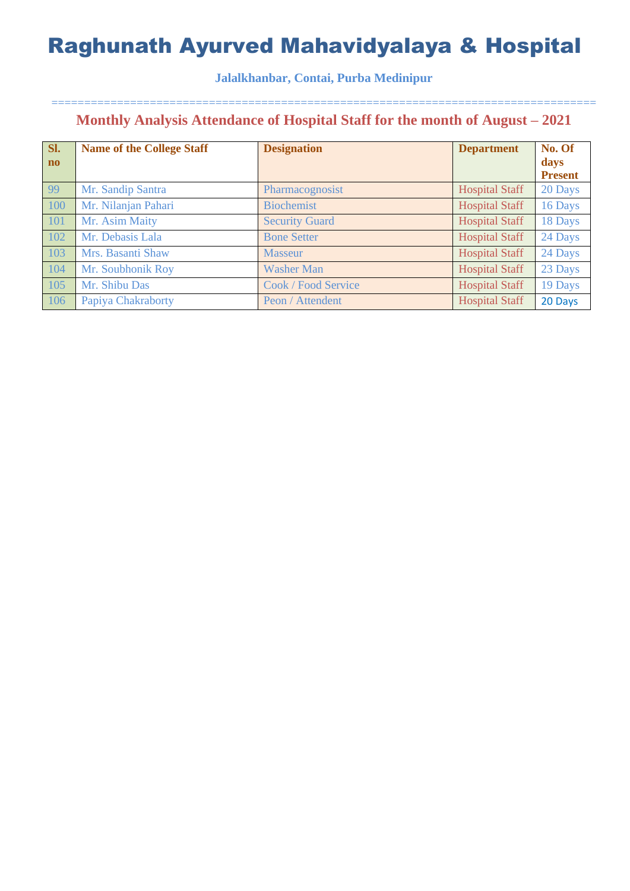# Raghunath Ayurved Mahavidyalaya & Hospital

**Jalalkhanbar, Contai, Purba Medinipur**

=================================================================================

## Monthly Analysis Attendance of Hospital Staff for the month of August – 2021

| Sl. no | Name of the College Staff | Designation | Department | No. Of days Present |
|---|---|---|---|---|
| 99 | Mr. Sandip Santra | Pharmacognosist | Hospital Staff | 20 Days |
| 100 | Mr. Nilanjan Pahari | Biochemist | Hospital Staff | 16 Days |
| 101 | Mr. Asim Maity | Security Guard | Hospital Staff | 18 Days |
| 102 | Mr. Debasis Lala | Bone Setter | Hospital Staff | 24 Days |
| 103 | Mrs. Basanti Shaw | Masseur | Hospital Staff | 24 Days |
| 104 | Mr. Soubhonik Roy | Washer Man | Hospital Staff | 23 Days |
| 105 | Mr. Shibu Das | Cook / Food Service | Hospital Staff | 19 Days |
| 106 | Papiya Chakraborty | Peon / Attendent | Hospital Staff | 20 Days |